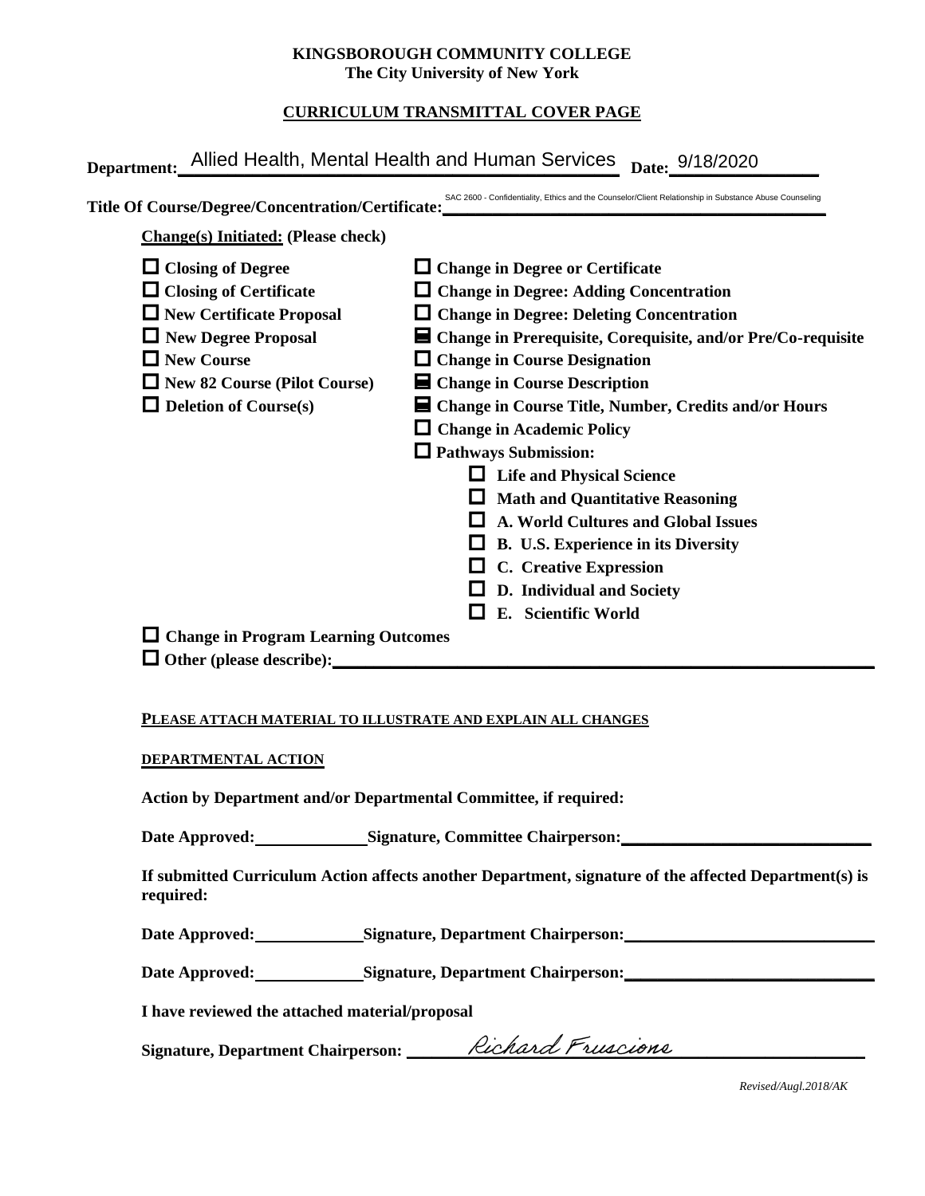**KINGSBOROUGH COMMUNITY COLLEGE**
**The City University of New York**

**CURRICULUM TRANSMITTAL COVER PAGE**

**Department:** Allied Health, Mental Health and Human Services **Date:** 9/18/2020

**Title Of Course/Degree/Concentration/Certificate:** SAC 2600 - Confidentiality, Ethics and the Counselor/Client Relationship in Substance Abuse Counseling

**Change(s) Initiated: (Please check)**

- ☐ **Closing of Degree**
- ☐ **Closing of Certificate**
- ☐ **New Certificate Proposal**
- ☐ **New Degree Proposal**
- ☐ **New Course**
- ☐ **New 82 Course (Pilot Course)**
- ☐ **Deletion of Course(s)**
- ☐ **Change in Degree or Certificate**
- ☐ **Change in Degree: Adding Concentration**
- ☐ **Change in Degree: Deleting Concentration**
- ☒ **Change in Prerequisite, Corequisite, and/or Pre/Co-requisite**
- ☐ **Change in Course Designation**
- ☒ **Change in Course Description**
- ☒ **Change in Course Title, Number, Credits and/or Hours**
- ☐ **Change in Academic Policy**
- ☐ **Pathways Submission:**
  - ☐ **Life and Physical Science**
  - ☐ **Math and Quantitative Reasoning**
  - ☐ **A. World Cultures and Global Issues**
  - ☐ **B. U.S. Experience in its Diversity**
  - ☐ **C. Creative Expression**
  - ☐ **D. Individual and Society**
  - ☐ **E. Scientific World**
- ☐ **Change in Program Learning Outcomes**
- ☐ **Other (please describe):** ____________________

**PLEASE ATTACH MATERIAL TO ILLUSTRATE AND EXPLAIN ALL CHANGES**

**DEPARTMENTAL ACTION**

**Action by Department and/or Departmental Committee, if required:**

**Date Approved:** ________ **Signature, Committee Chairperson:** ____________________

**If submitted Curriculum Action affects another Department, signature of the affected Department(s) is required:**

**Date Approved:** ________ **Signature, Department Chairperson:** ____________________

**Date Approved:** ________ **Signature, Department Chairperson:** ____________________

**I have reviewed the attached material/proposal**

**Signature, Department Chairperson:** Richard Fruscione

*Revised/Augl.2018/AK*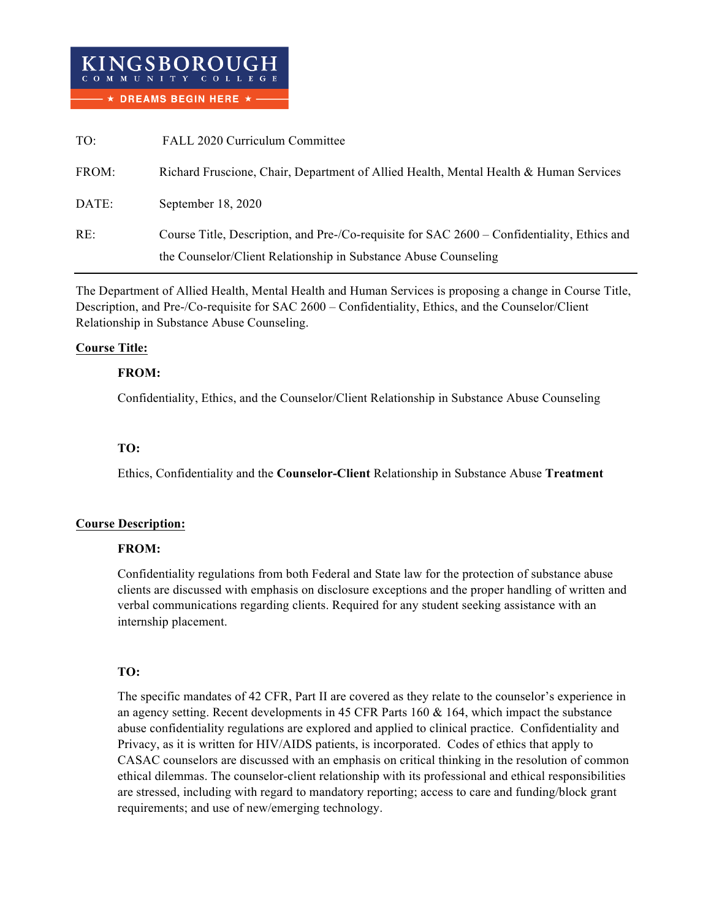**KINGSBOROUGH COMMUNITY COLLEGE**
**★ DREAMS BEGIN HERE ★**

| | |
|---|---|
| TO: | FALL 2020 Curriculum Committee |
| FROM: | Richard Fruscione, Chair, Department of Allied Health, Mental Health & Human Services |
| DATE: | September 18, 2020 |
| RE: | Course Title, Description, and Pre-/Co-requisite for SAC 2600 – Confidentiality, Ethics and the Counselor/Client Relationship in Substance Abuse Counseling |

---

The Department of Allied Health, Mental Health and Human Services is proposing a change in Course Title, Description, and Pre-/Co-requisite for SAC 2600 – Confidentiality, Ethics, and the Counselor/Client Relationship in Substance Abuse Counseling.

**Course Title:**

**FROM:**

Confidentiality, Ethics, and the Counselor/Client Relationship in Substance Abuse Counseling

**TO:**

Ethics, Confidentiality and the **Counselor-Client** Relationship in Substance Abuse **Treatment**

**Course Description:**

**FROM:**

Confidentiality regulations from both Federal and State law for the protection of substance abuse clients are discussed with emphasis on disclosure exceptions and the proper handling of written and verbal communications regarding clients. Required for any student seeking assistance with an internship placement.

**TO:**

The specific mandates of 42 CFR, Part II are covered as they relate to the counselor's experience in an agency setting. Recent developments in 45 CFR Parts 160 & 164, which impact the substance abuse confidentiality regulations are explored and applied to clinical practice. Confidentiality and Privacy, as it is written for HIV/AIDS patients, is incorporated. Codes of ethics that apply to CASAC counselors are discussed with an emphasis on critical thinking in the resolution of common ethical dilemmas. The counselor-client relationship with its professional and ethical responsibilities are stressed, including with regard to mandatory reporting; access to care and funding/block grant requirements; and use of new/emerging technology.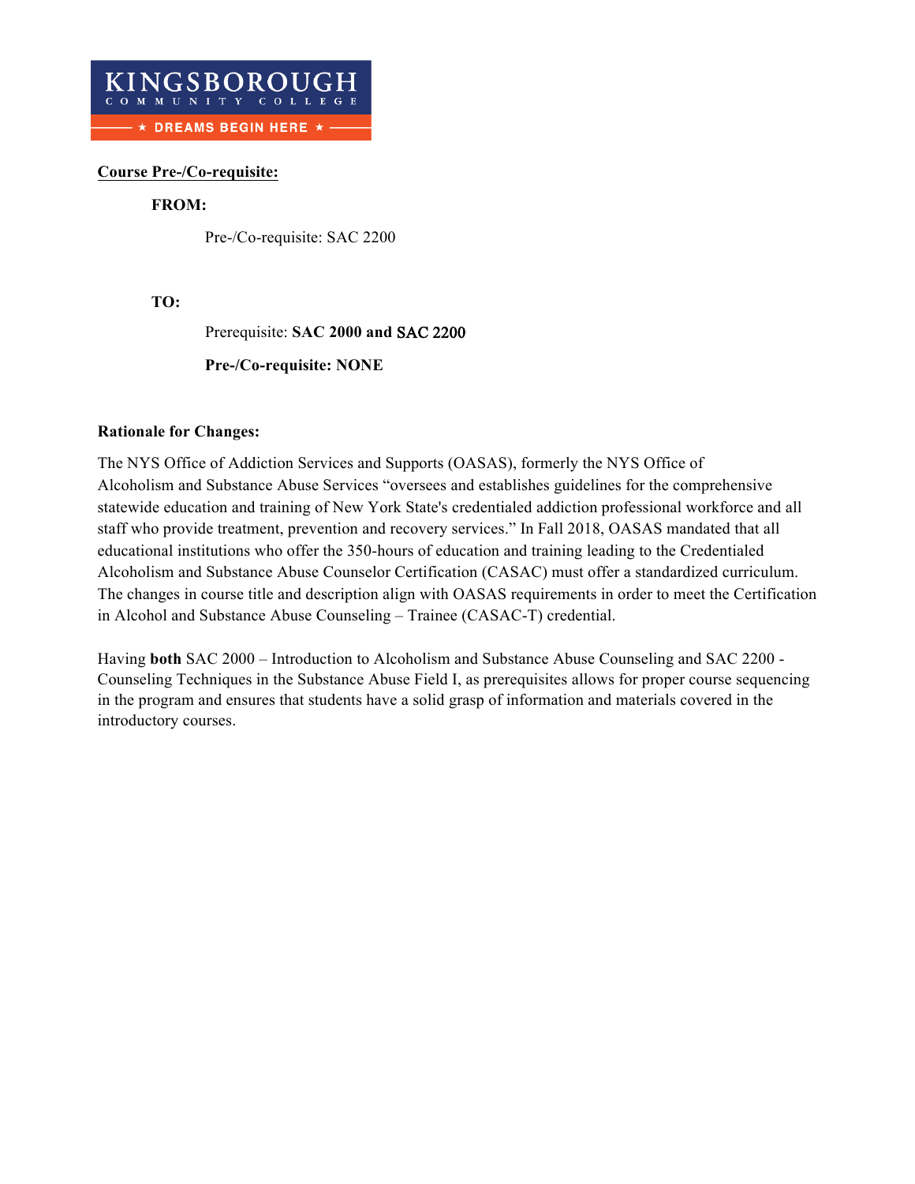**Course Pre-/Co-requisite:**

**FROM:**

Pre-/Co-requisite: SAC 2200

**TO:**

Prerequisite: **SAC 2000 and SAC 2200**

**Pre-/Co-requisite: NONE**

**Rationale for Changes:**

The NYS Office of Addiction Services and Supports (OASAS), formerly the NYS Office of Alcoholism and Substance Abuse Services "oversees and establishes guidelines for the comprehensive statewide education and training of New York State's credentialed addiction professional workforce and all staff who provide treatment, prevention and recovery services." In Fall 2018, OASAS mandated that all educational institutions who offer the 350-hours of education and training leading to the Credentialed Alcoholism and Substance Abuse Counselor Certification (CASAC) must offer a standardized curriculum. The changes in course title and description align with OASAS requirements in order to meet the Certification in Alcohol and Substance Abuse Counseling – Trainee (CASAC-T) credential.

Having **both** SAC 2000 – Introduction to Alcoholism and Substance Abuse Counseling and SAC 2200 - Counseling Techniques in the Substance Abuse Field I, as prerequisites allows for proper course sequencing in the program and ensures that students have a solid grasp of information and materials covered in the introductory courses.